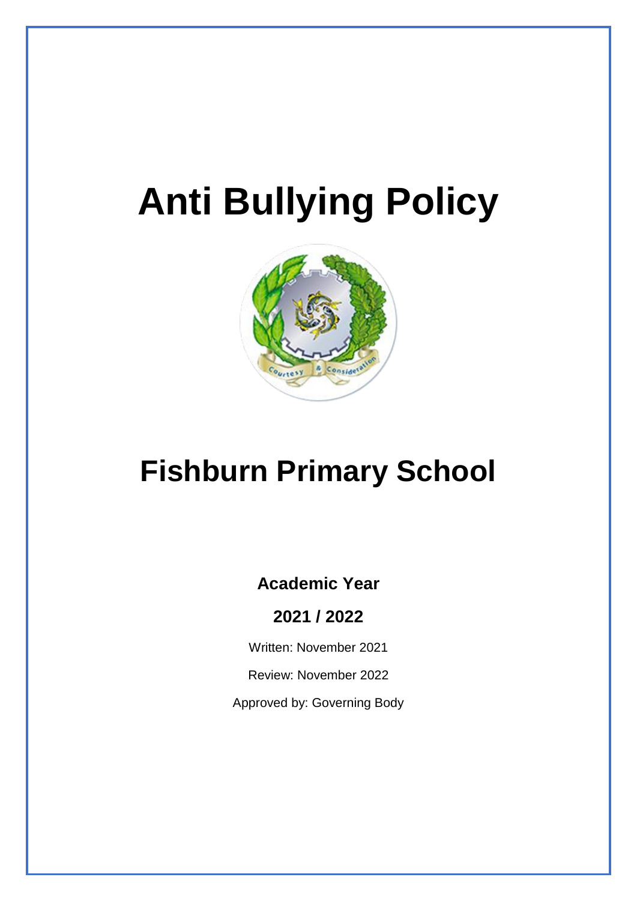# Anti Bullying Policy

# Fishburn Primary School

**Academic Year**

**2021 / 2022**

Written: November 2021

Review: November 2022

Approved by: Governing Body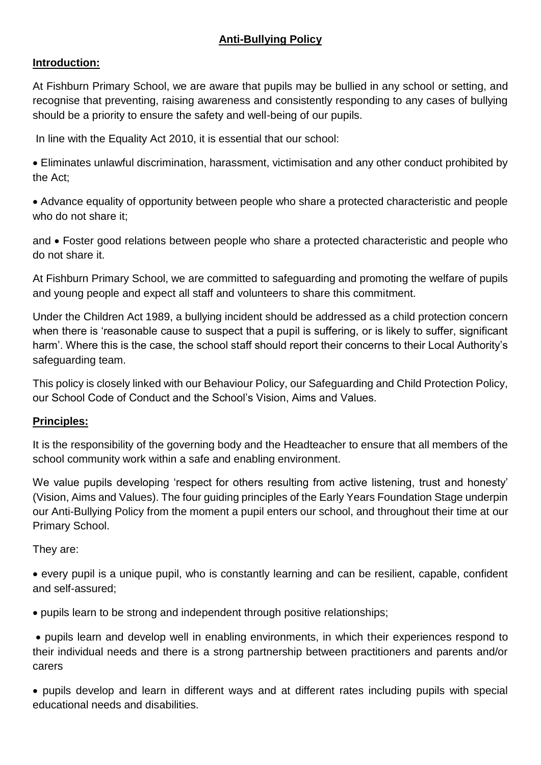## Anti-Bullying Policy

### Introduction:

At Fishburn Primary School, we are aware that pupils may be bullied in any school or setting, and recognise that preventing, raising awareness and consistently responding to any cases of bullying should be a priority to ensure the safety and well-being of our pupils.

In line with the Equality Act 2010, it is essential that our school:

- Eliminates unlawful discrimination, harassment, victimisation and any other conduct prohibited by the Act;
- Advance equality of opportunity between people who share a protected characteristic and people who do not share it;

and • Foster good relations between people who share a protected characteristic and people who do not share it.

At Fishburn Primary School, we are committed to safeguarding and promoting the welfare of pupils and young people and expect all staff and volunteers to share this commitment.

Under the Children Act 1989, a bullying incident should be addressed as a child protection concern when there is 'reasonable cause to suspect that a pupil is suffering, or is likely to suffer, significant harm'. Where this is the case, the school staff should report their concerns to their Local Authority's safeguarding team.

This policy is closely linked with our Behaviour Policy, our Safeguarding and Child Protection Policy, our School Code of Conduct and the School's Vision, Aims and Values.

### Principles:

It is the responsibility of the governing body and the Headteacher to ensure that all members of the school community work within a safe and enabling environment.

We value pupils developing 'respect for others resulting from active listening, trust and honesty' (Vision, Aims and Values). The four guiding principles of the Early Years Foundation Stage underpin our Anti-Bullying Policy from the moment a pupil enters our school, and throughout their time at our Primary School.

They are:

- every pupil is a unique pupil, who is constantly learning and can be resilient, capable, confident and self-assured;
- pupils learn to be strong and independent through positive relationships;
- pupils learn and develop well in enabling environments, in which their experiences respond to their individual needs and there is a strong partnership between practitioners and parents and/or carers
- pupils develop and learn in different ways and at different rates including pupils with special educational needs and disabilities.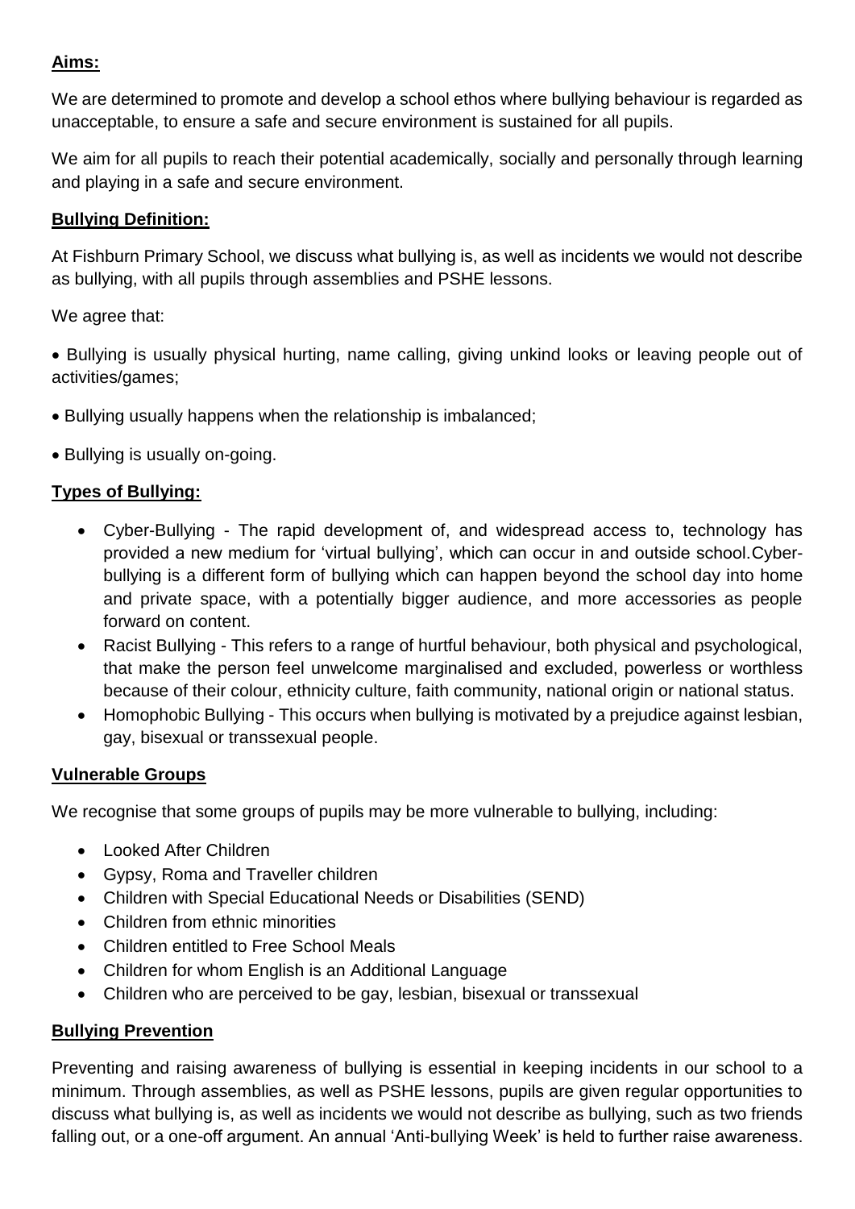**Aims:**

We are determined to promote and develop a school ethos where bullying behaviour is regarded as unacceptable, to ensure a safe and secure environment is sustained for all pupils.

We aim for all pupils to reach their potential academically, socially and personally through learning and playing in a safe and secure environment.

**Bullying Definition:**

At Fishburn Primary School, we discuss what bullying is, as well as incidents we would not describe as bullying, with all pupils through assemblies and PSHE lessons.

We agree that:

- Bullying is usually physical hurting, name calling, giving unkind looks or leaving people out of activities/games;
- Bullying usually happens when the relationship is imbalanced;
- Bullying is usually on-going.

**Types of Bullying:**

- Cyber-Bullying - The rapid development of, and widespread access to, technology has provided a new medium for 'virtual bullying', which can occur in and outside school.Cyber-bullying is a different form of bullying which can happen beyond the school day into home and private space, with a potentially bigger audience, and more accessories as people forward on content.
- Racist Bullying - This refers to a range of hurtful behaviour, both physical and psychological, that make the person feel unwelcome marginalised and excluded, powerless or worthless because of their colour, ethnicity culture, faith community, national origin or national status.
- Homophobic Bullying - This occurs when bullying is motivated by a prejudice against lesbian, gay, bisexual or transsexual people.

**Vulnerable Groups**

We recognise that some groups of pupils may be more vulnerable to bullying, including:

- Looked After Children
- Gypsy, Roma and Traveller children
- Children with Special Educational Needs or Disabilities (SEND)
- Children from ethnic minorities
- Children entitled to Free School Meals
- Children for whom English is an Additional Language
- Children who are perceived to be gay, lesbian, bisexual or transsexual

**Bullying Prevention**

Preventing and raising awareness of bullying is essential in keeping incidents in our school to a minimum. Through assemblies, as well as PSHE lessons, pupils are given regular opportunities to discuss what bullying is, as well as incidents we would not describe as bullying, such as two friends falling out, or a one-off argument. An annual 'Anti-bullying Week' is held to further raise awareness.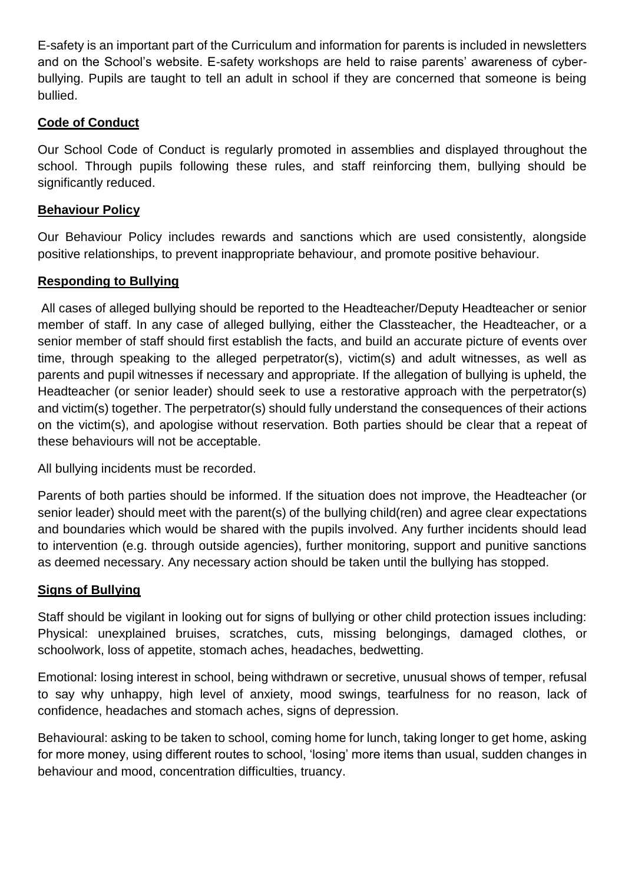E-safety is an important part of the Curriculum and information for parents is included in newsletters and on the School's website. E-safety workshops are held to raise parents' awareness of cyber-bullying. Pupils are taught to tell an adult in school if they are concerned that someone is being bullied.

## Code of Conduct

Our School Code of Conduct is regularly promoted in assemblies and displayed throughout the school. Through pupils following these rules, and staff reinforcing them, bullying should be significantly reduced.

## Behaviour Policy

Our Behaviour Policy includes rewards and sanctions which are used consistently, alongside positive relationships, to prevent inappropriate behaviour, and promote positive behaviour.

## Responding to Bullying

All cases of alleged bullying should be reported to the Headteacher/Deputy Headteacher or senior member of staff. In any case of alleged bullying, either the Classteacher, the Headteacher, or a senior member of staff should first establish the facts, and build an accurate picture of events over time, through speaking to the alleged perpetrator(s), victim(s) and adult witnesses, as well as parents and pupil witnesses if necessary and appropriate. If the allegation of bullying is upheld, the Headteacher (or senior leader) should seek to use a restorative approach with the perpetrator(s) and victim(s) together. The perpetrator(s) should fully understand the consequences of their actions on the victim(s), and apologise without reservation. Both parties should be clear that a repeat of these behaviours will not be acceptable.

All bullying incidents must be recorded.

Parents of both parties should be informed. If the situation does not improve, the Headteacher (or senior leader) should meet with the parent(s) of the bullying child(ren) and agree clear expectations and boundaries which would be shared with the pupils involved. Any further incidents should lead to intervention (e.g. through outside agencies), further monitoring, support and punitive sanctions as deemed necessary. Any necessary action should be taken until the bullying has stopped.

## Signs of Bullying

Staff should be vigilant in looking out for signs of bullying or other child protection issues including: Physical: unexplained bruises, scratches, cuts, missing belongings, damaged clothes, or schoolwork, loss of appetite, stomach aches, headaches, bedwetting.

Emotional: losing interest in school, being withdrawn or secretive, unusual shows of temper, refusal to say why unhappy, high level of anxiety, mood swings, tearfulness for no reason, lack of confidence, headaches and stomach aches, signs of depression.

Behavioural: asking to be taken to school, coming home for lunch, taking longer to get home, asking for more money, using different routes to school, 'losing' more items than usual, sudden changes in behaviour and mood, concentration difficulties, truancy.